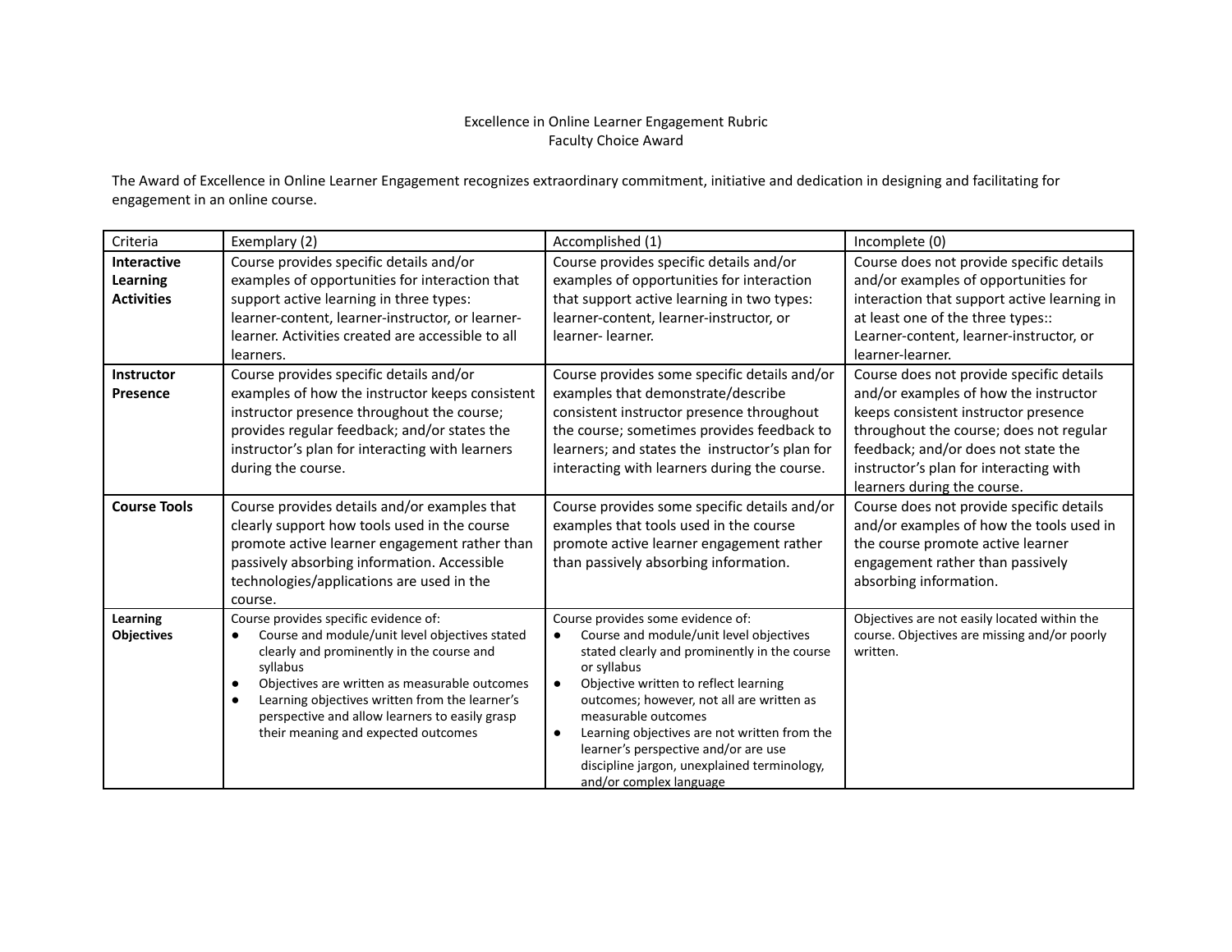# Excellence in Online Learner Engagement Rubric
## Faculty Choice Award

The Award of Excellence in Online Learner Engagement recognizes extraordinary commitment, initiative and dedication in designing and facilitating for engagement in an online course.

| Criteria | Exemplary (2) | Accomplished (1) | Incomplete (0) |
|---|---|---|---|
| **Interactive Learning Activities** | Course provides specific details and/or examples of opportunities for interaction that support active learning in three types: learner-content, learner-instructor, or learner-learner. Activities created are accessible to all learners. | Course provides specific details and/or examples of opportunities for interaction that support active learning in two types: learner-content, learner-instructor, or learner- learner. | Course does not provide specific details and/or examples of opportunities for interaction that support active learning in at least one of the three types:: Learner-content, learner-instructor, or learner-learner. |
| **Instructor Presence** | Course provides specific details and/or examples of how the instructor keeps consistent instructor presence throughout the course; provides regular feedback; and/or states the instructor's plan for interacting with learners during the course. | Course provides some specific details and/or examples that demonstrate/describe consistent instructor presence throughout the course; sometimes provides feedback to learners; and states the instructor's plan for interacting with learners during the course. | Course does not provide specific details and/or examples of how the instructor keeps consistent instructor presence throughout the course; does not regular feedback; and/or does not state the instructor's plan for interacting with learners during the course. |
| **Course Tools** | Course provides details and/or examples that clearly support how tools used in the course promote active learner engagement rather than passively absorbing information. Accessible technologies/applications are used in the course. | Course provides some specific details and/or examples that tools used in the course promote active learner engagement rather than passively absorbing information. | Course does not provide specific details and/or examples of how the tools used in the course promote active learner engagement rather than passively absorbing information. |
| **Learning Objectives** | Course provides specific evidence of:<br>● Course and module/unit level objectives stated clearly and prominently in the course and syllabus<br>● Objectives are written as measurable outcomes<br>● Learning objectives written from the learner's perspective and allow learners to easily grasp their meaning and expected outcomes | Course provides some evidence of:<br>● Course and module/unit level objectives stated clearly and prominently in the course or syllabus<br>● Objective written to reflect learning outcomes; however, not all are written as measurable outcomes<br>● Learning objectives are not written from the learner's perspective and/or are use discipline jargon, unexplained terminology, and/or complex language | Objectives are not easily located within the course. Objectives are missing and/or poorly written. |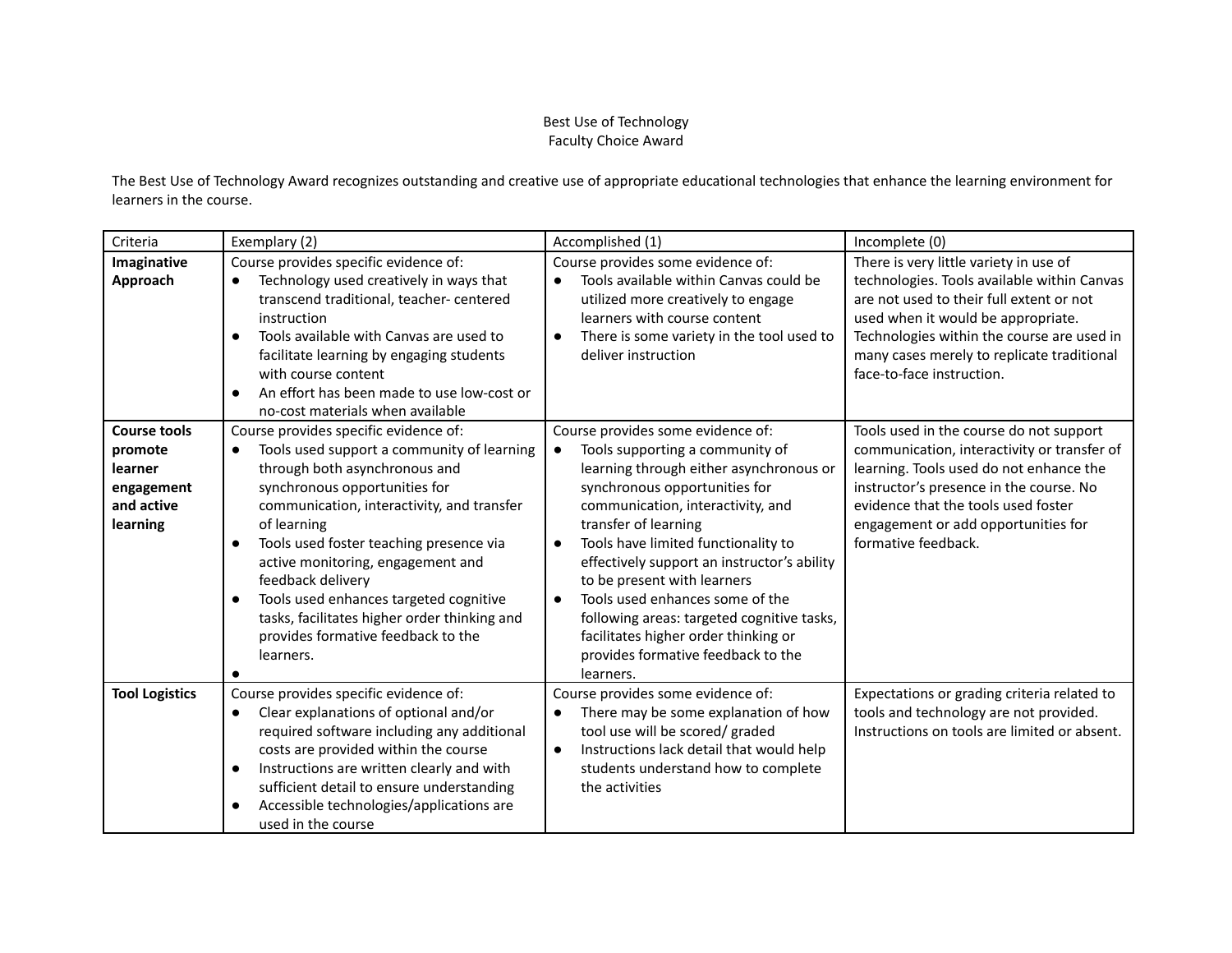Best Use of Technology
Faculty Choice Award

The Best Use of Technology Award recognizes outstanding and creative use of appropriate educational technologies that enhance the learning environment for learners in the course.

| Criteria | Exemplary (2) | Accomplished (1) | Incomplete (0) |
|---|---|---|---|
| **Imaginative Approach** | Course provides specific evidence of:<br>● Technology used creatively in ways that transcend traditional, teacher- centered instruction<br>● Tools available with Canvas are used to facilitate learning by engaging students with course content<br>● An effort has been made to use low-cost or no-cost materials when available | Course provides some evidence of:<br>● Tools available within Canvas could be utilized more creatively to engage learners with course content<br>● There is some variety in the tool used to deliver instruction | There is very little variety in use of technologies. Tools available within Canvas are not used to their full extent or not used when it would be appropriate. Technologies within the course are used in many cases merely to replicate traditional face-to-face instruction. |
| **Course tools promote learner engagement and active learning** | Course provides specific evidence of:<br>● Tools used support a community of learning through both asynchronous and synchronous opportunities for communication, interactivity, and transfer of learning<br>● Tools used foster teaching presence via active monitoring, engagement and feedback delivery<br>● Tools used enhances targeted cognitive tasks, facilitates higher order thinking and provides formative feedback to the learners.<br>● | Course provides some evidence of:<br>● Tools supporting a community of learning through either asynchronous or synchronous opportunities for communication, interactivity, and transfer of learning<br>● Tools have limited functionality to effectively support an instructor's ability to be present with learners<br>● Tools used enhances some of the following areas: targeted cognitive tasks, facilitates higher order thinking or provides formative feedback to the learners. | Tools used in the course do not support communication, interactivity or transfer of learning. Tools used do not enhance the instructor's presence in the course. No evidence that the tools used foster engagement or add opportunities for formative feedback. |
| **Tool Logistics** | Course provides specific evidence of:<br>● Clear explanations of optional and/or required software including any additional costs are provided within the course<br>● Instructions are written clearly and with sufficient detail to ensure understanding<br>● Accessible technologies/applications are used in the course | Course provides some evidence of:<br>● There may be some explanation of how tool use will be scored/ graded<br>● Instructions lack detail that would help students understand how to complete the activities | Expectations or grading criteria related to tools and technology are not provided. Instructions on tools are limited or absent. |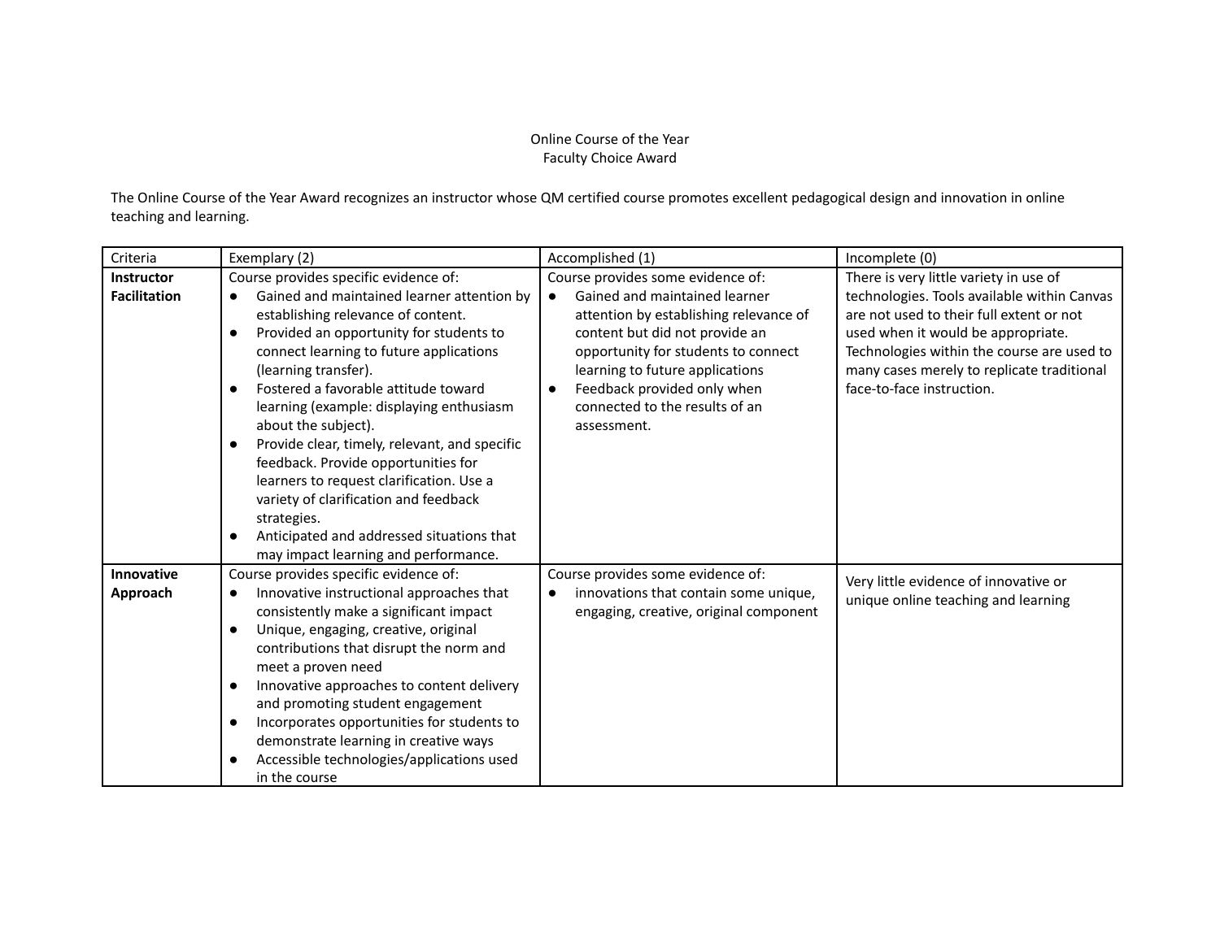Online Course of the Year
Faculty Choice Award

The Online Course of the Year Award recognizes an instructor whose QM certified course promotes excellent pedagogical design and innovation in online teaching and learning.

| Criteria | Exemplary (2) | Accomplished (1) | Incomplete (0) |
|---|---|---|---|
| **Instructor Facilitation** | Course provides specific evidence of:<br>● Gained and maintained learner attention by establishing relevance of content.<br>● Provided an opportunity for students to connect learning to future applications (learning transfer).<br>● Fostered a favorable attitude toward learning (example: displaying enthusiasm about the subject).<br>● Provide clear, timely, relevant, and specific feedback. Provide opportunities for learners to request clarification. Use a variety of clarification and feedback strategies.<br>● Anticipated and addressed situations that may impact learning and performance. | Course provides some evidence of:<br>● Gained and maintained learner attention by establishing relevance of content but did not provide an opportunity for students to connect learning to future applications<br>● Feedback provided only when connected to the results of an assessment. | There is very little variety in use of technologies. Tools available within Canvas are not used to their full extent or not used when it would be appropriate. Technologies within the course are used to many cases merely to replicate traditional face-to-face instruction. |
| **Innovative Approach** | Course provides specific evidence of:<br>● Innovative instructional approaches that consistently make a significant impact<br>● Unique, engaging, creative, original contributions that disrupt the norm and meet a proven need<br>● Innovative approaches to content delivery and promoting student engagement<br>● Incorporates opportunities for students to demonstrate learning in creative ways<br>● Accessible technologies/applications used in the course | Course provides some evidence of:<br>● innovations that contain some unique, engaging, creative, original component | Very little evidence of innovative or unique online teaching and learning |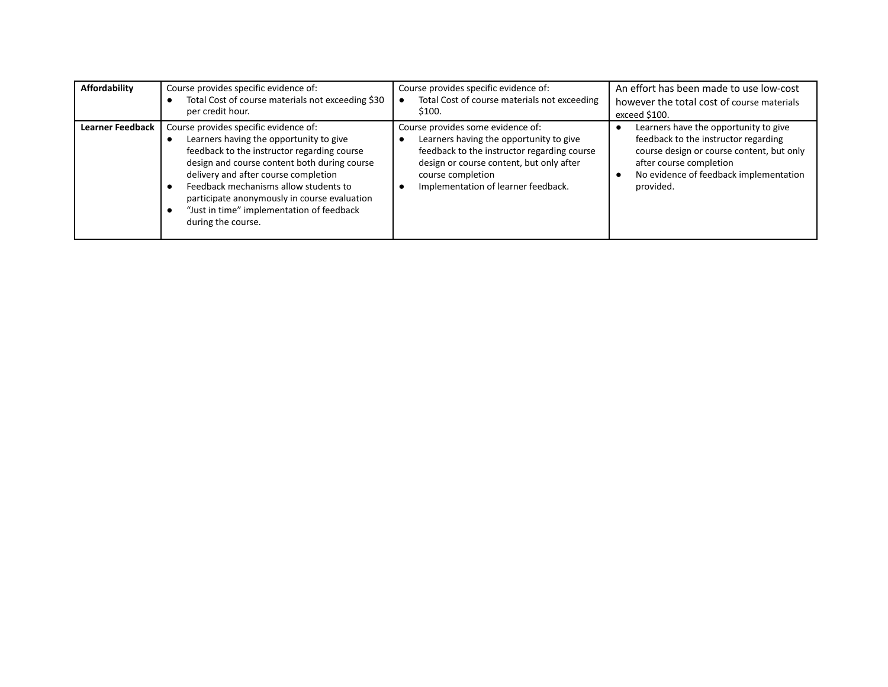| | | | |
|---|---|---|---|
| **Affordability** | Course provides specific evidence of:<br>● Total Cost of course materials not exceeding $30 per credit hour. | Course provides specific evidence of:<br>● Total Cost of course materials not exceeding $100. | An effort has been made to use low-cost however the total cost of course materials exceed $100. |
| **Learner Feedback** | Course provides specific evidence of:<br>● Learners having the opportunity to give feedback to the instructor regarding course design and course content both during course delivery and after course completion<br>● Feedback mechanisms allow students to participate anonymously in course evaluation<br>● "Just in time" implementation of feedback during the course. | Course provides some evidence of:<br>● Learners having the opportunity to give feedback to the instructor regarding course design or course content, but only after course completion<br>● Implementation of learner feedback. | ● Learners have the opportunity to give feedback to the instructor regarding course design or course content, but only after course completion<br>● No evidence of feedback implementation provided. |